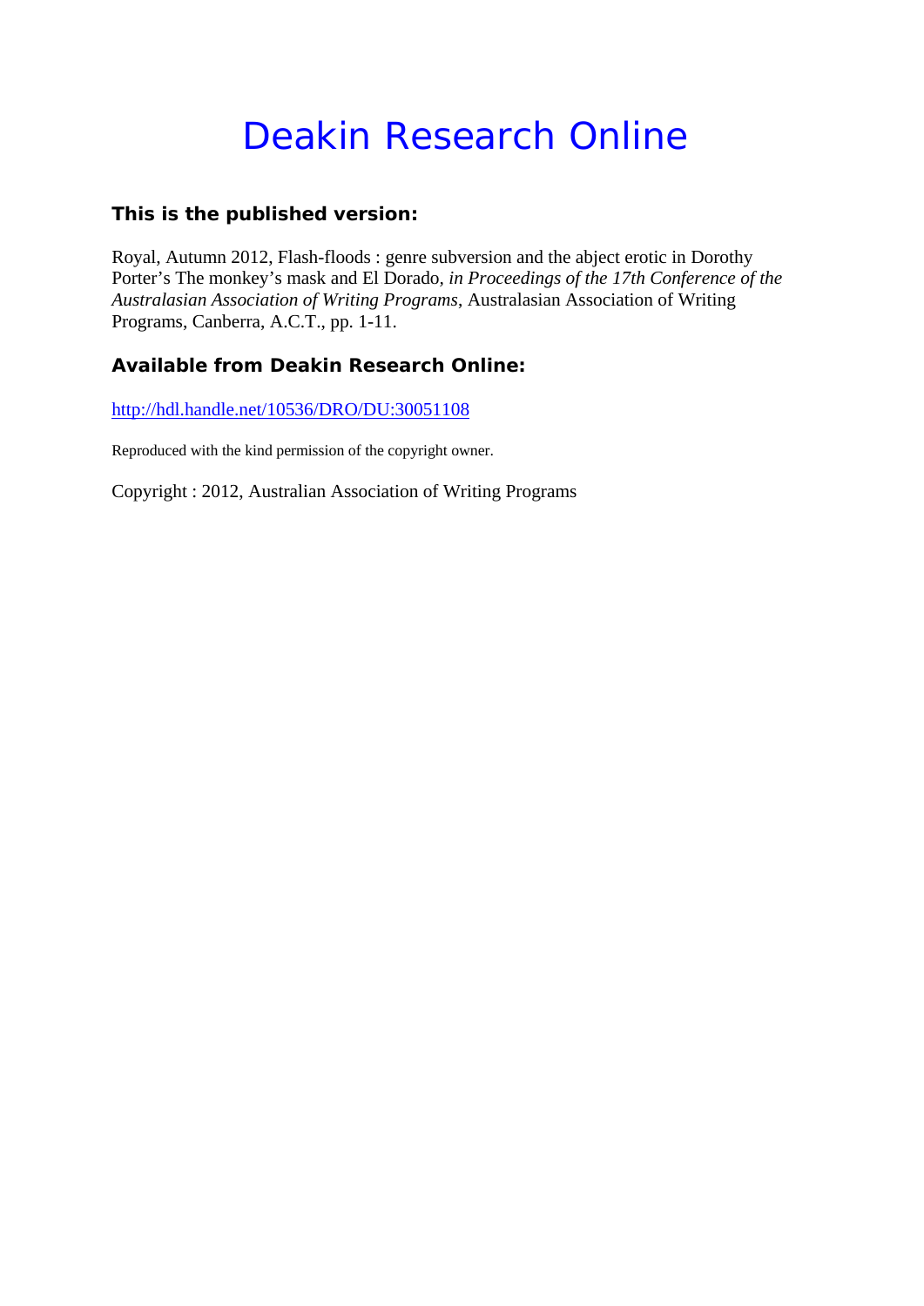# Deakin Research Online

### This is the published version:

Royal, Autumn 2012, Flash-floods : genre subversion and the abject erotic in Dorothy Porter's The monkey's mask and El Dorado, *in Proceedings of the 17th Conference of the Australasian Association of Writing Programs*, Australasian Association of Writing Programs, Canberra, A.C.T., pp. 1-11.

### Available from Deakin Research Online:

http://hdl.handle.net/10536/DRO/DU:30051108

Reproduced with the kind permission of the copyright owner.

Copyright : 2012, Australian Association of Writing Programs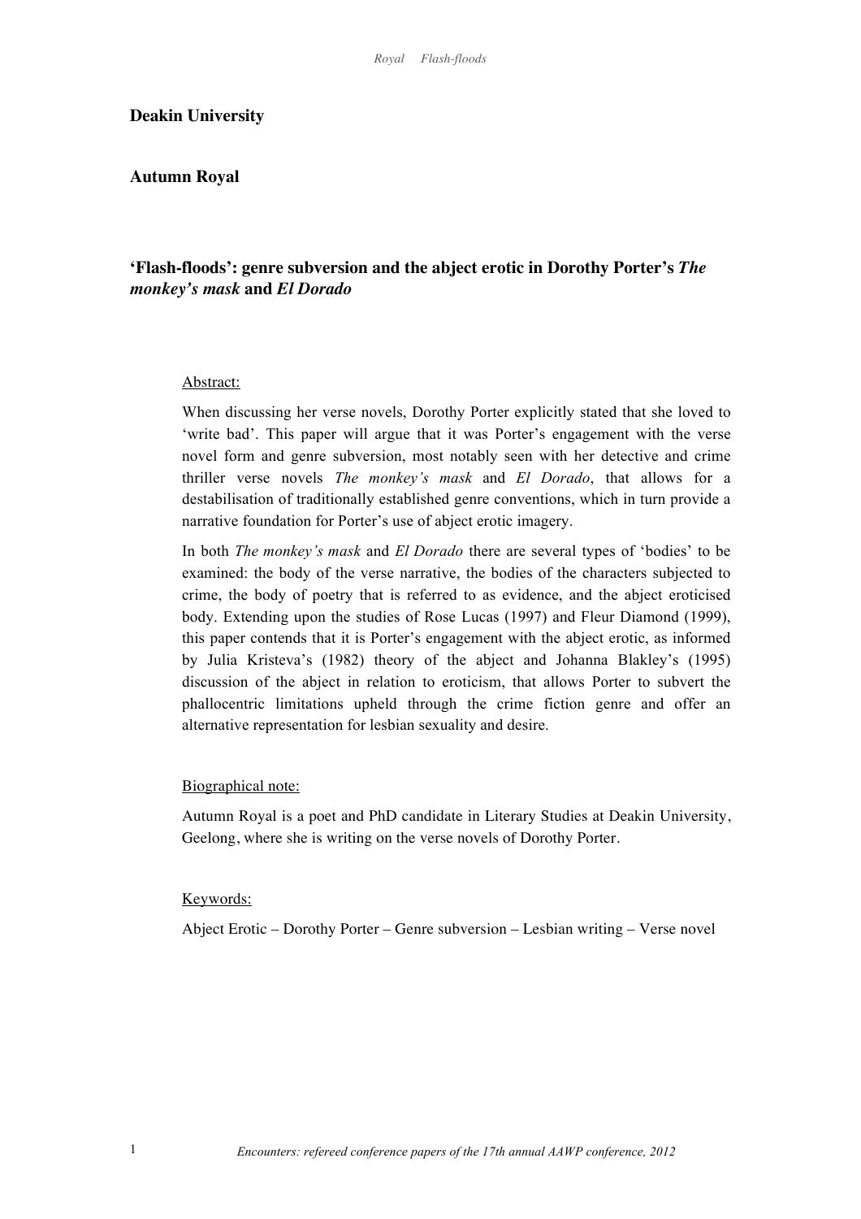**Deakin University**

**Autumn Royal**

## ‘Flash-floods’: genre subversion and the abject erotic in Dorothy Porter’s *The monkey’s mask* and *El Dorado*

Abstract:

When discussing her verse novels, Dorothy Porter explicitly stated that she loved to ‘write bad’. This paper will argue that it was Porter’s engagement with the verse novel form and genre subversion, most notably seen with her detective and crime thriller verse novels *The monkey’s mask* and *El Dorado*, that allows for a destabilisation of traditionally established genre conventions, which in turn provide a narrative foundation for Porter’s use of abject erotic imagery.

In both *The monkey’s mask* and *El Dorado* there are several types of ‘bodies’ to be examined: the body of the verse narrative, the bodies of the characters subjected to crime, the body of poetry that is referred to as evidence, and the abject eroticised body. Extending upon the studies of Rose Lucas (1997) and Fleur Diamond (1999), this paper contends that it is Porter’s engagement with the abject erotic, as informed by Julia Kristeva’s (1982) theory of the abject and Johanna Blakley’s (1995) discussion of the abject in relation to eroticism, that allows Porter to subvert the phallocentric limitations upheld through the crime fiction genre and offer an alternative representation for lesbian sexuality and desire.

Biographical note:

Autumn Royal is a poet and PhD candidate in Literary Studies at Deakin University, Geelong, where she is writing on the verse novels of Dorothy Porter.

Keywords:

Abject Erotic – Dorothy Porter – Genre subversion – Lesbian writing – Verse novel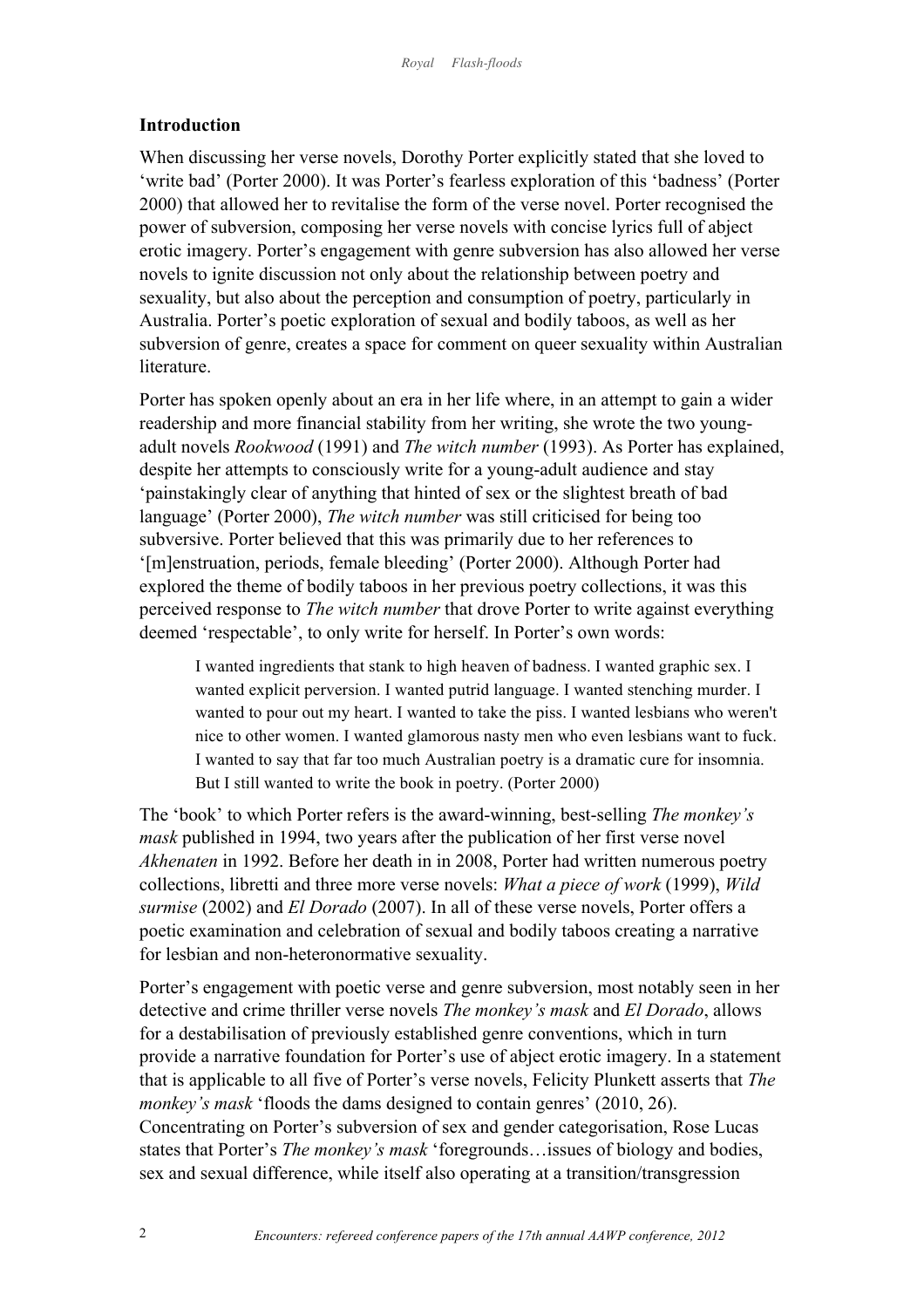## Introduction

When discussing her verse novels, Dorothy Porter explicitly stated that she loved to 'write bad' (Porter 2000). It was Porter's fearless exploration of this 'badness' (Porter 2000) that allowed her to revitalise the form of the verse novel. Porter recognised the power of subversion, composing her verse novels with concise lyrics full of abject erotic imagery. Porter's engagement with genre subversion has also allowed her verse novels to ignite discussion not only about the relationship between poetry and sexuality, but also about the perception and consumption of poetry, particularly in Australia. Porter's poetic exploration of sexual and bodily taboos, as well as her subversion of genre, creates a space for comment on queer sexuality within Australian literature.

Porter has spoken openly about an era in her life where, in an attempt to gain a wider readership and more financial stability from her writing, she wrote the two young-adult novels *Rookwood* (1991) and *The witch number* (1993). As Porter has explained, despite her attempts to consciously write for a young-adult audience and stay 'painstakingly clear of anything that hinted of sex or the slightest breath of bad language' (Porter 2000), *The witch number* was still criticised for being too subversive. Porter believed that this was primarily due to her references to '[m]enstruation, periods, female bleeding' (Porter 2000). Although Porter had explored the theme of bodily taboos in her previous poetry collections, it was this perceived response to *The witch number* that drove Porter to write against everything deemed 'respectable', to only write for herself. In Porter's own words:

> I wanted ingredients that stank to high heaven of badness. I wanted graphic sex. I wanted explicit perversion. I wanted putrid language. I wanted stenching murder. I wanted to pour out my heart. I wanted to take the piss. I wanted lesbians who weren't nice to other women. I wanted glamorous nasty men who even lesbians want to fuck. I wanted to say that far too much Australian poetry is a dramatic cure for insomnia. But I still wanted to write the book in poetry. (Porter 2000)

The 'book' to which Porter refers is the award-winning, best-selling *The monkey's mask* published in 1994, two years after the publication of her first verse novel *Akhenaten* in 1992. Before her death in in 2008, Porter had written numerous poetry collections, libretti and three more verse novels: *What a piece of work* (1999), *Wild surmise* (2002) and *El Dorado* (2007). In all of these verse novels, Porter offers a poetic examination and celebration of sexual and bodily taboos creating a narrative for lesbian and non-heteronormative sexuality.

Porter's engagement with poetic verse and genre subversion, most notably seen in her detective and crime thriller verse novels *The monkey's mask* and *El Dorado*, allows for a destabilisation of previously established genre conventions, which in turn provide a narrative foundation for Porter's use of abject erotic imagery. In a statement that is applicable to all five of Porter's verse novels, Felicity Plunkett asserts that *The monkey's mask* 'floods the dams designed to contain genres' (2010, 26). Concentrating on Porter's subversion of sex and gender categorisation, Rose Lucas states that Porter's *The monkey's mask* 'foregrounds…issues of biology and bodies, sex and sexual difference, while itself also operating at a transition/transgression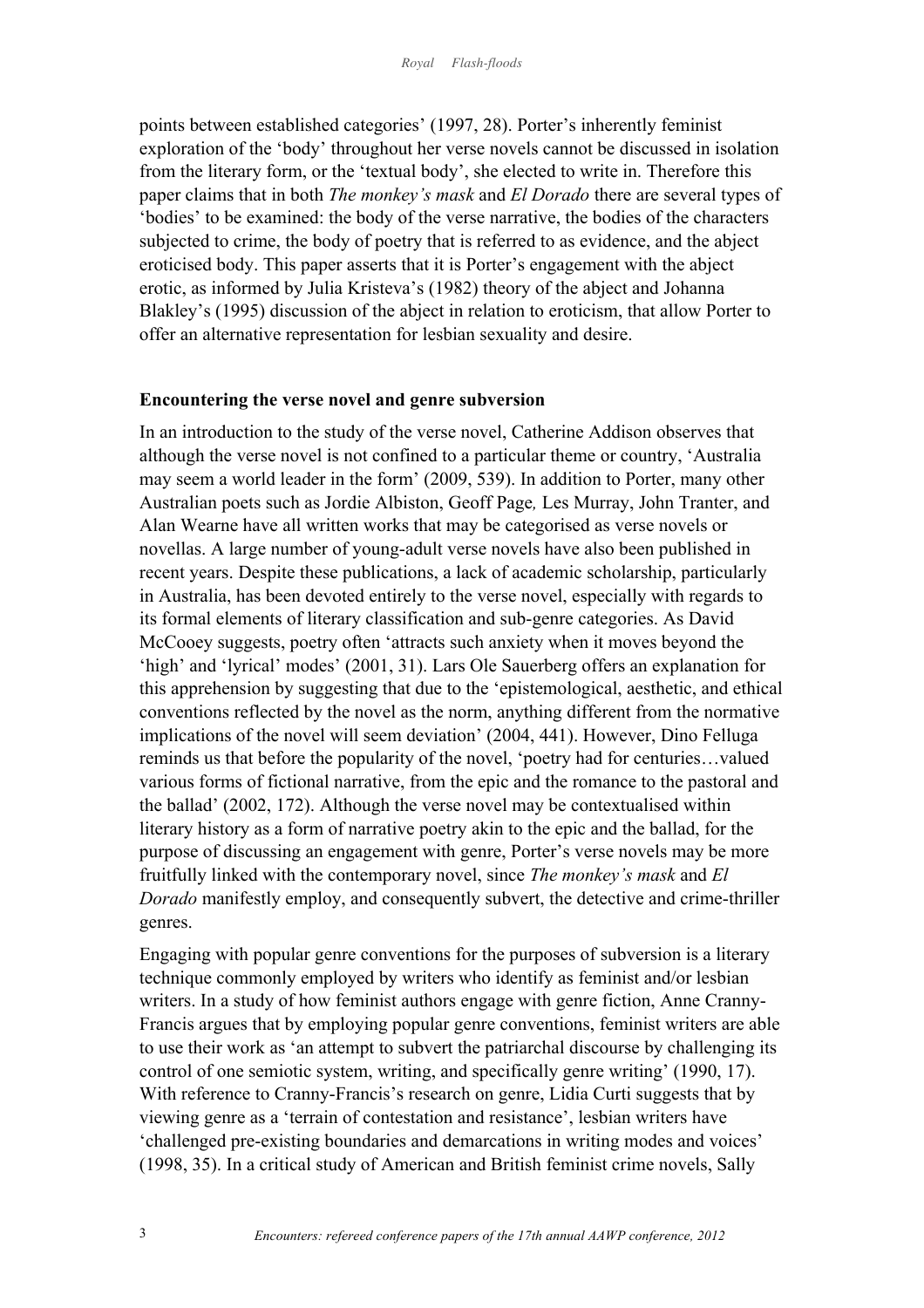points between established categories' (1997, 28). Porter's inherently feminist exploration of the 'body' throughout her verse novels cannot be discussed in isolation from the literary form, or the 'textual body', she elected to write in. Therefore this paper claims that in both *The monkey's mask* and *El Dorado* there are several types of 'bodies' to be examined: the body of the verse narrative, the bodies of the characters subjected to crime, the body of poetry that is referred to as evidence, and the abject eroticised body. This paper asserts that it is Porter's engagement with the abject erotic, as informed by Julia Kristeva's (1982) theory of the abject and Johanna Blakley's (1995) discussion of the abject in relation to eroticism, that allow Porter to offer an alternative representation for lesbian sexuality and desire.

**Encountering the verse novel and genre subversion**

In an introduction to the study of the verse novel, Catherine Addison observes that although the verse novel is not confined to a particular theme or country, 'Australia may seem a world leader in the form' (2009, 539). In addition to Porter, many other Australian poets such as Jordie Albiston, Geoff Page, Les Murray, John Tranter, and Alan Wearne have all written works that may be categorised as verse novels or novellas. A large number of young-adult verse novels have also been published in recent years. Despite these publications, a lack of academic scholarship, particularly in Australia, has been devoted entirely to the verse novel, especially with regards to its formal elements of literary classification and sub-genre categories. As David McCooey suggests, poetry often 'attracts such anxiety when it moves beyond the 'high' and 'lyrical' modes' (2001, 31). Lars Ole Sauerberg offers an explanation for this apprehension by suggesting that due to the 'epistemological, aesthetic, and ethical conventions reflected by the novel as the norm, anything different from the normative implications of the novel will seem deviation' (2004, 441). However, Dino Felluga reminds us that before the popularity of the novel, 'poetry had for centuries…valued various forms of fictional narrative, from the epic and the romance to the pastoral and the ballad' (2002, 172). Although the verse novel may be contextualised within literary history as a form of narrative poetry akin to the epic and the ballad, for the purpose of discussing an engagement with genre, Porter's verse novels may be more fruitfully linked with the contemporary novel, since *The monkey's mask* and *El Dorado* manifestly employ, and consequently subvert, the detective and crime-thriller genres.

Engaging with popular genre conventions for the purposes of subversion is a literary technique commonly employed by writers who identify as feminist and/or lesbian writers. In a study of how feminist authors engage with genre fiction, Anne Cranny-Francis argues that by employing popular genre conventions, feminist writers are able to use their work as 'an attempt to subvert the patriarchal discourse by challenging its control of one semiotic system, writing, and specifically genre writing' (1990, 17). With reference to Cranny-Francis's research on genre, Lidia Curti suggests that by viewing genre as a 'terrain of contestation and resistance', lesbian writers have 'challenged pre-existing boundaries and demarcations in writing modes and voices' (1998, 35). In a critical study of American and British feminist crime novels, Sally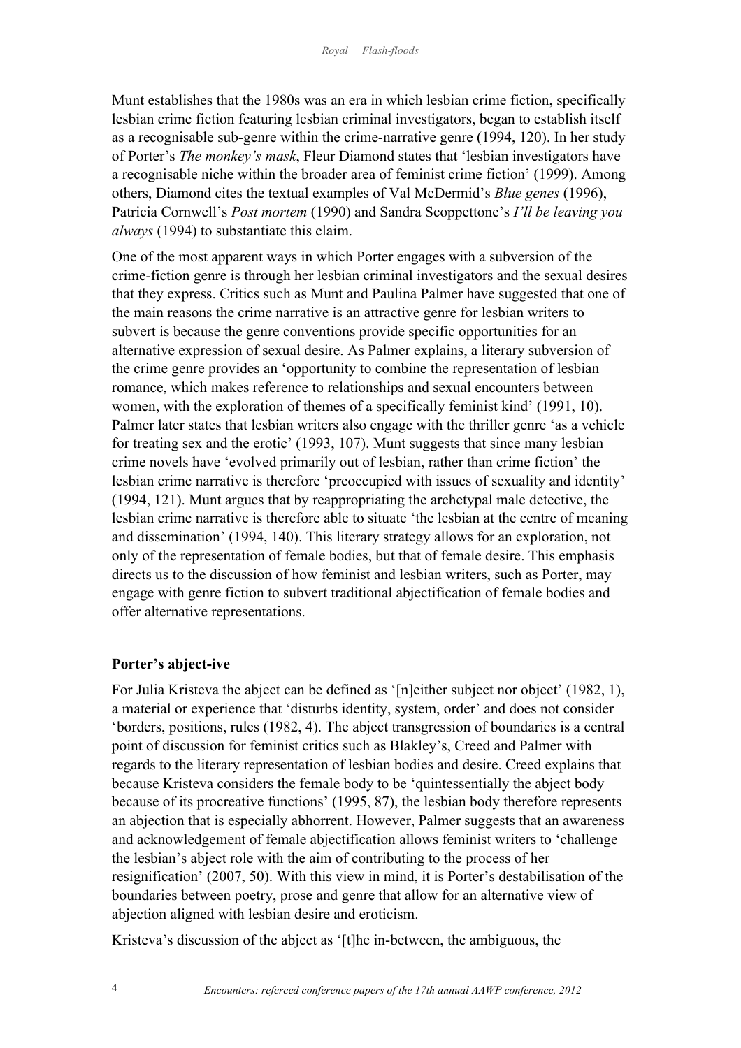Munt establishes that the 1980s was an era in which lesbian crime fiction, specifically lesbian crime fiction featuring lesbian criminal investigators, began to establish itself as a recognisable sub-genre within the crime-narrative genre (1994, 120). In her study of Porter's *The monkey's mask*, Fleur Diamond states that 'lesbian investigators have a recognisable niche within the broader area of feminist crime fiction' (1999). Among others, Diamond cites the textual examples of Val McDermid's *Blue genes* (1996), Patricia Cornwell's *Post mortem* (1990) and Sandra Scoppettone's *I'll be leaving you always* (1994) to substantiate this claim.

One of the most apparent ways in which Porter engages with a subversion of the crime-fiction genre is through her lesbian criminal investigators and the sexual desires that they express. Critics such as Munt and Paulina Palmer have suggested that one of the main reasons the crime narrative is an attractive genre for lesbian writers to subvert is because the genre conventions provide specific opportunities for an alternative expression of sexual desire. As Palmer explains, a literary subversion of the crime genre provides an 'opportunity to combine the representation of lesbian romance, which makes reference to relationships and sexual encounters between women, with the exploration of themes of a specifically feminist kind' (1991, 10). Palmer later states that lesbian writers also engage with the thriller genre 'as a vehicle for treating sex and the erotic' (1993, 107). Munt suggests that since many lesbian crime novels have 'evolved primarily out of lesbian, rather than crime fiction' the lesbian crime narrative is therefore 'preoccupied with issues of sexuality and identity' (1994, 121). Munt argues that by reappropriating the archetypal male detective, the lesbian crime narrative is therefore able to situate 'the lesbian at the centre of meaning and dissemination' (1994, 140). This literary strategy allows for an exploration, not only of the representation of female bodies, but that of female desire. This emphasis directs us to the discussion of how feminist and lesbian writers, such as Porter, may engage with genre fiction to subvert traditional abjectification of female bodies and offer alternative representations.

## Porter's abject-ive

For Julia Kristeva the abject can be defined as '[n]either subject nor object' (1982, 1), a material or experience that 'disturbs identity, system, order' and does not consider 'borders, positions, rules (1982, 4). The abject transgression of boundaries is a central point of discussion for feminist critics such as Blakley's, Creed and Palmer with regards to the literary representation of lesbian bodies and desire. Creed explains that because Kristeva considers the female body to be 'quintessentially the abject body because of its procreative functions' (1995, 87), the lesbian body therefore represents an abjection that is especially abhorrent. However, Palmer suggests that an awareness and acknowledgement of female abjectification allows feminist writers to 'challenge the lesbian's abject role with the aim of contributing to the process of her resignification' (2007, 50). With this view in mind, it is Porter's destabilisation of the boundaries between poetry, prose and genre that allow for an alternative view of abjection aligned with lesbian desire and eroticism.

Kristeva's discussion of the abject as '[t]he in-between, the ambiguous, the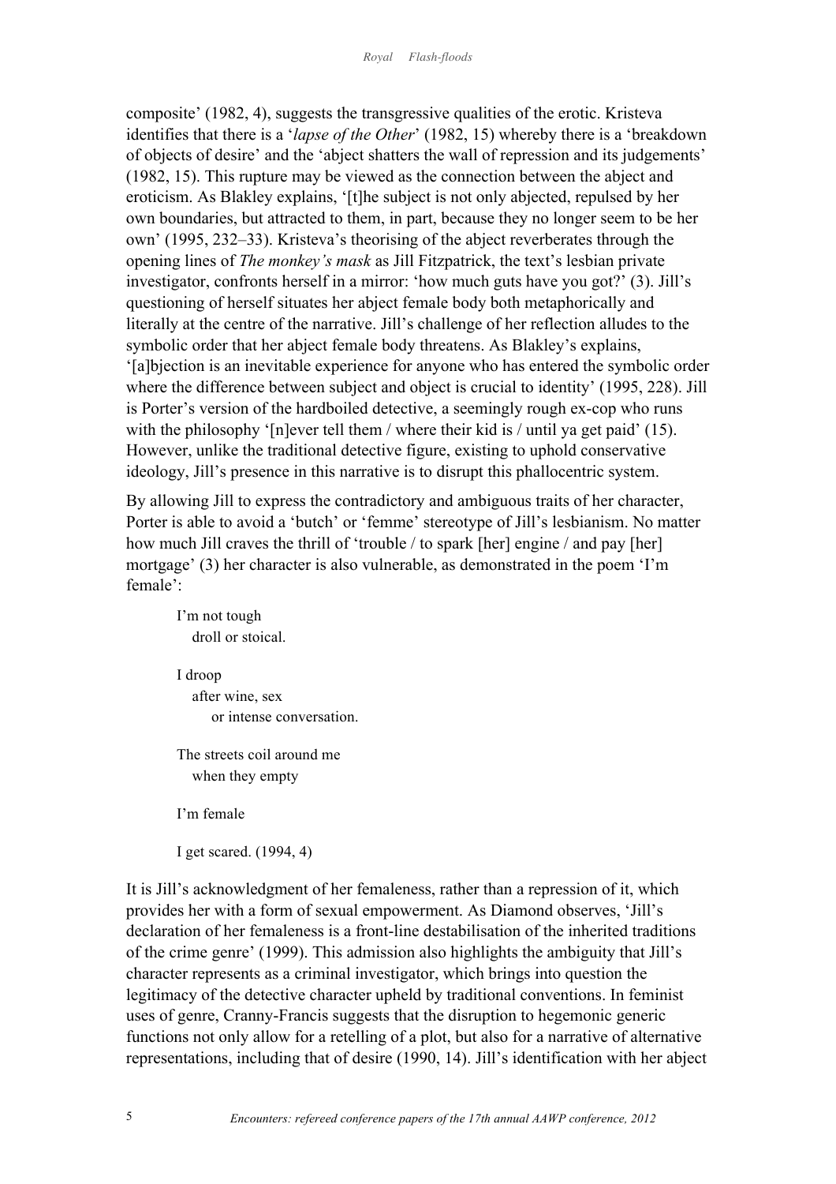composite' (1982, 4), suggests the transgressive qualities of the erotic. Kristeva identifies that there is a '*lapse of the Other*' (1982, 15) whereby there is a 'breakdown of objects of desire' and the 'abject shatters the wall of repression and its judgements' (1982, 15). This rupture may be viewed as the connection between the abject and eroticism. As Blakley explains, '[t]he subject is not only abjected, repulsed by her own boundaries, but attracted to them, in part, because they no longer seem to be her own' (1995, 232–33). Kristeva's theorising of the abject reverberates through the opening lines of *The monkey's mask* as Jill Fitzpatrick, the text's lesbian private investigator, confronts herself in a mirror: 'how much guts have you got?' (3). Jill's questioning of herself situates her abject female body both metaphorically and literally at the centre of the narrative. Jill's challenge of her reflection alludes to the symbolic order that her abject female body threatens. As Blakley's explains, '[a]bjection is an inevitable experience for anyone who has entered the symbolic order where the difference between subject and object is crucial to identity' (1995, 228). Jill is Porter's version of the hardboiled detective, a seemingly rough ex-cop who runs with the philosophy '[n]ever tell them / where their kid is / until ya get paid' (15). However, unlike the traditional detective figure, existing to uphold conservative ideology, Jill's presence in this narrative is to disrupt this phallocentric system.

By allowing Jill to express the contradictory and ambiguous traits of her character, Porter is able to avoid a 'butch' or 'femme' stereotype of Jill's lesbianism. No matter how much Jill craves the thrill of 'trouble / to spark [her] engine / and pay [her] mortgage' (3) her character is also vulnerable, as demonstrated in the poem 'I'm female':

> I'm not tough
> droll or stoical.
>
> I droop
> after wine, sex
> or intense conversation.
>
> The streets coil around me
> when they empty
>
> I'm female
>
> I get scared. (1994, 4)

It is Jill's acknowledgment of her femaleness, rather than a repression of it, which provides her with a form of sexual empowerment. As Diamond observes, 'Jill's declaration of her femaleness is a front-line destabilisation of the inherited traditions of the crime genre' (1999). This admission also highlights the ambiguity that Jill's character represents as a criminal investigator, which brings into question the legitimacy of the detective character upheld by traditional conventions. In feminist uses of genre, Cranny-Francis suggests that the disruption to hegemonic generic functions not only allow for a retelling of a plot, but also for a narrative of alternative representations, including that of desire (1990, 14). Jill's identification with her abject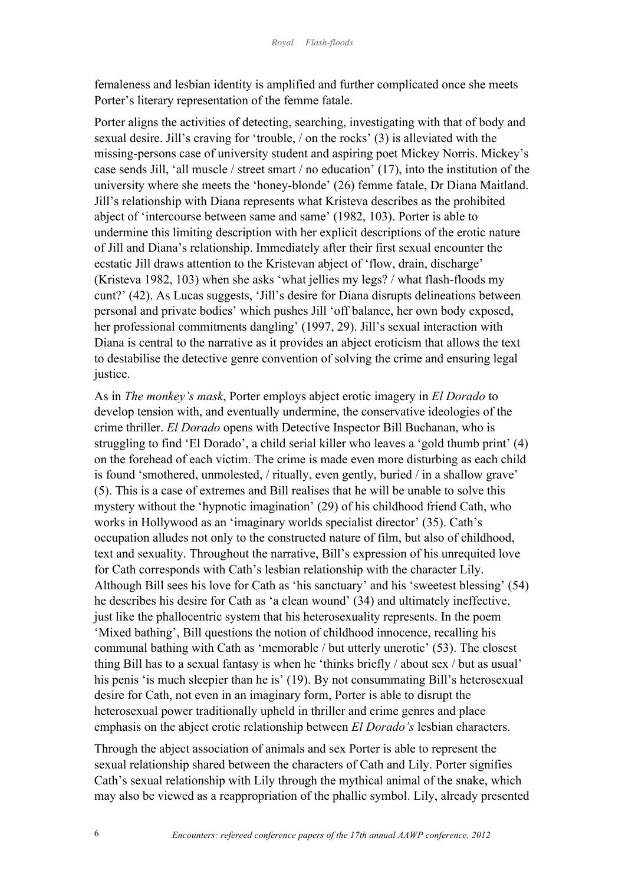femaleness and lesbian identity is amplified and further complicated once she meets Porter's literary representation of the femme fatale.

Porter aligns the activities of detecting, searching, investigating with that of body and sexual desire. Jill's craving for 'trouble, / on the rocks' (3) is alleviated with the missing-persons case of university student and aspiring poet Mickey Norris. Mickey's case sends Jill, 'all muscle / street smart / no education' (17), into the institution of the university where she meets the 'honey-blonde' (26) femme fatale, Dr Diana Maitland. Jill's relationship with Diana represents what Kristeva describes as the prohibited abject of 'intercourse between same and same' (1982, 103). Porter is able to undermine this limiting description with her explicit descriptions of the erotic nature of Jill and Diana's relationship. Immediately after their first sexual encounter the ecstatic Jill draws attention to the Kristevan abject of 'flow, drain, discharge' (Kristeva 1982, 103) when she asks 'what jellies my legs? / what flash-floods my cunt?' (42). As Lucas suggests, 'Jill's desire for Diana disrupts delineations between personal and private bodies' which pushes Jill 'off balance, her own body exposed, her professional commitments dangling' (1997, 29). Jill's sexual interaction with Diana is central to the narrative as it provides an abject eroticism that allows the text to destabilise the detective genre convention of solving the crime and ensuring legal justice.

As in *The monkey's mask*, Porter employs abject erotic imagery in *El Dorado* to develop tension with, and eventually undermine, the conservative ideologies of the crime thriller. *El Dorado* opens with Detective Inspector Bill Buchanan, who is struggling to find 'El Dorado', a child serial killer who leaves a 'gold thumb print' (4) on the forehead of each victim. The crime is made even more disturbing as each child is found 'smothered, unmolested, / ritually, even gently, buried / in a shallow grave' (5). This is a case of extremes and Bill realises that he will be unable to solve this mystery without the 'hypnotic imagination' (29) of his childhood friend Cath, who works in Hollywood as an 'imaginary worlds specialist director' (35). Cath's occupation alludes not only to the constructed nature of film, but also of childhood, text and sexuality. Throughout the narrative, Bill's expression of his unrequited love for Cath corresponds with Cath's lesbian relationship with the character Lily. Although Bill sees his love for Cath as 'his sanctuary' and his 'sweetest blessing' (54) he describes his desire for Cath as 'a clean wound' (34) and ultimately ineffective, just like the phallocentric system that his heterosexuality represents. In the poem 'Mixed bathing', Bill questions the notion of childhood innocence, recalling his communal bathing with Cath as 'memorable / but utterly unerotic' (53). The closest thing Bill has to a sexual fantasy is when he 'thinks briefly / about sex / but as usual' his penis 'is much sleepier than he is' (19). By not consummating Bill's heterosexual desire for Cath, not even in an imaginary form, Porter is able to disrupt the heterosexual power traditionally upheld in thriller and crime genres and place emphasis on the abject erotic relationship between *El Dorado's* lesbian characters.

Through the abject association of animals and sex Porter is able to represent the sexual relationship shared between the characters of Cath and Lily. Porter signifies Cath's sexual relationship with Lily through the mythical animal of the snake, which may also be viewed as a reappropriation of the phallic symbol. Lily, already presented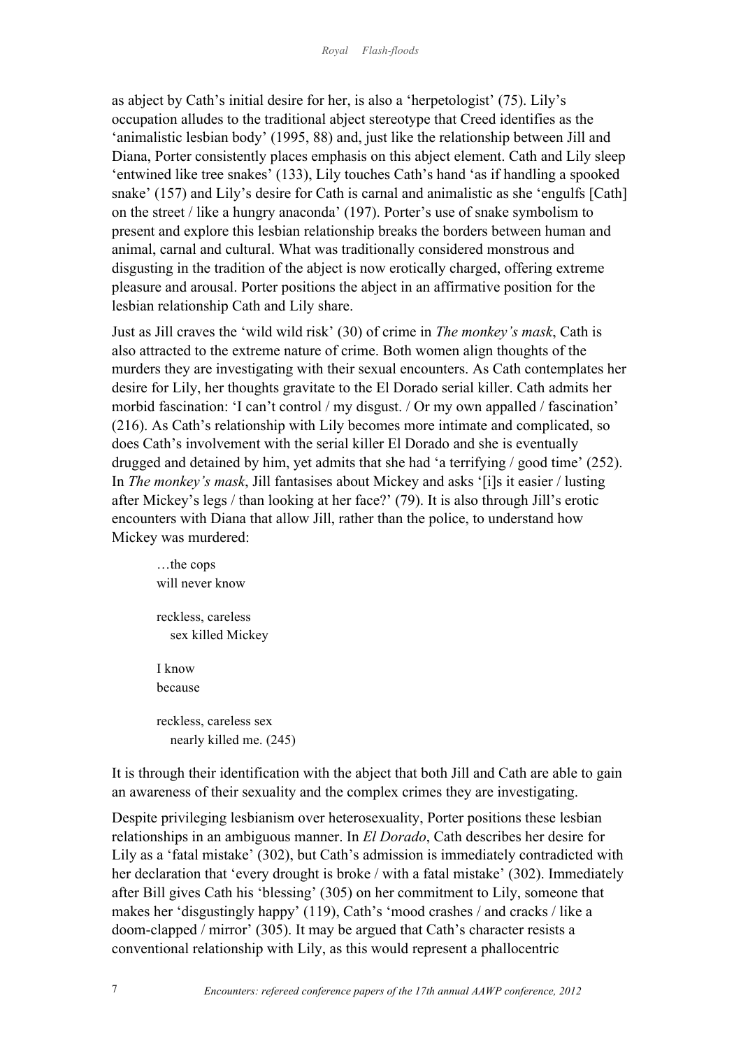as abject by Cath's initial desire for her, is also a 'herpetologist' (75). Lily's occupation alludes to the traditional abject stereotype that Creed identifies as the 'animalistic lesbian body' (1995, 88) and, just like the relationship between Jill and Diana, Porter consistently places emphasis on this abject element. Cath and Lily sleep 'entwined like tree snakes' (133), Lily touches Cath's hand 'as if handling a spooked snake' (157) and Lily's desire for Cath is carnal and animalistic as she 'engulfs [Cath] on the street / like a hungry anaconda' (197). Porter's use of snake symbolism to present and explore this lesbian relationship breaks the borders between human and animal, carnal and cultural. What was traditionally considered monstrous and disgusting in the tradition of the abject is now erotically charged, offering extreme pleasure and arousal. Porter positions the abject in an affirmative position for the lesbian relationship Cath and Lily share.

Just as Jill craves the 'wild wild risk' (30) of crime in *The monkey's mask*, Cath is also attracted to the extreme nature of crime. Both women align thoughts of the murders they are investigating with their sexual encounters. As Cath contemplates her desire for Lily, her thoughts gravitate to the El Dorado serial killer. Cath admits her morbid fascination: 'I can't control / my disgust. / Or my own appalled / fascination' (216). As Cath's relationship with Lily becomes more intimate and complicated, so does Cath's involvement with the serial killer El Dorado and she is eventually drugged and detained by him, yet admits that she had 'a terrifying / good time' (252). In *The monkey's mask*, Jill fantasises about Mickey and asks '[i]s it easier / lusting after Mickey's legs / than looking at her face?' (79). It is also through Jill's erotic encounters with Diana that allow Jill, rather than the police, to understand how Mickey was murdered:

> …the cops
> will never know
>
> reckless, careless
>   sex killed Mickey
>
> I know
> because
>
> reckless, careless sex
>   nearly killed me. (245)

It is through their identification with the abject that both Jill and Cath are able to gain an awareness of their sexuality and the complex crimes they are investigating.

Despite privileging lesbianism over heterosexuality, Porter positions these lesbian relationships in an ambiguous manner. In *El Dorado*, Cath describes her desire for Lily as a 'fatal mistake' (302), but Cath's admission is immediately contradicted with her declaration that 'every drought is broke / with a fatal mistake' (302). Immediately after Bill gives Cath his 'blessing' (305) on her commitment to Lily, someone that makes her 'disgustingly happy' (119), Cath's 'mood crashes / and cracks / like a doom-clapped / mirror' (305). It may be argued that Cath's character resists a conventional relationship with Lily, as this would represent a phallocentric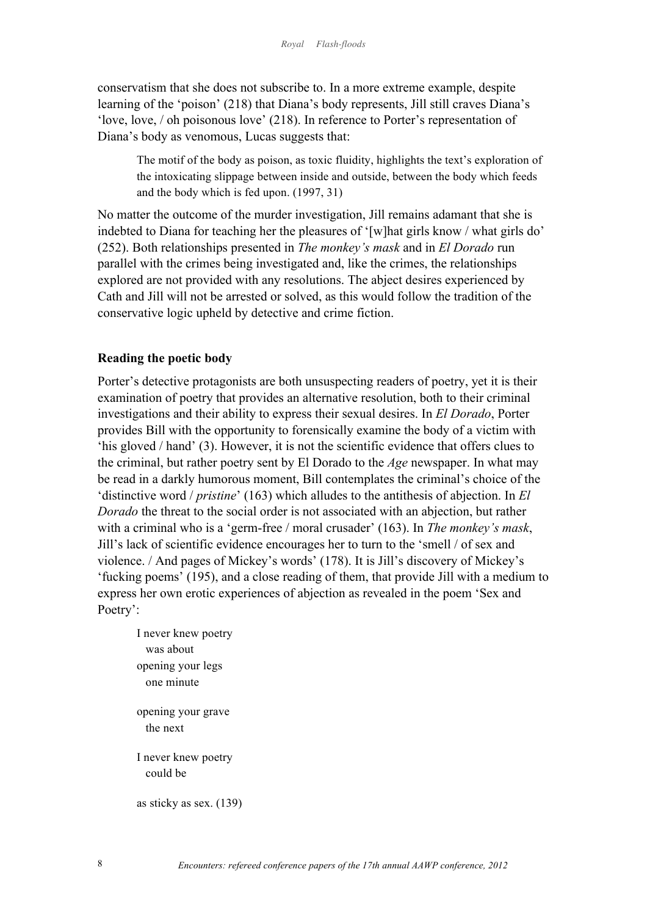conservatism that she does not subscribe to. In a more extreme example, despite learning of the 'poison' (218) that Diana's body represents, Jill still craves Diana's 'love, love, / oh poisonous love' (218). In reference to Porter's representation of Diana's body as venomous, Lucas suggests that:

> The motif of the body as poison, as toxic fluidity, highlights the text's exploration of the intoxicating slippage between inside and outside, between the body which feeds and the body which is fed upon. (1997, 31)

No matter the outcome of the murder investigation, Jill remains adamant that she is indebted to Diana for teaching her the pleasures of '[w]hat girls know / what girls do' (252). Both relationships presented in *The monkey's mask* and in *El Dorado* run parallel with the crimes being investigated and, like the crimes, the relationships explored are not provided with any resolutions. The abject desires experienced by Cath and Jill will not be arrested or solved, as this would follow the tradition of the conservative logic upheld by detective and crime fiction.

## Reading the poetic body

Porter's detective protagonists are both unsuspecting readers of poetry, yet it is their examination of poetry that provides an alternative resolution, both to their criminal investigations and their ability to express their sexual desires. In *El Dorado*, Porter provides Bill with the opportunity to forensically examine the body of a victim with 'his gloved / hand' (3). However, it is not the scientific evidence that offers clues to the criminal, but rather poetry sent by El Dorado to the *Age* newspaper. In what may be read in a darkly humorous moment, Bill contemplates the criminal's choice of the 'distinctive word / *pristine*' (163) which alludes to the antithesis of abjection. In *El Dorado* the threat to the social order is not associated with an abjection, but rather with a criminal who is a 'germ-free / moral crusader' (163). In *The monkey's mask*, Jill's lack of scientific evidence encourages her to turn to the 'smell / of sex and violence. / And pages of Mickey's words' (178). It is Jill's discovery of Mickey's 'fucking poems' (195), and a close reading of them, that provide Jill with a medium to express her own erotic experiences of abjection as revealed in the poem 'Sex and Poetry':

> I never knew poetry
> was about
> opening your legs
> one minute
>
> opening your grave
> the next
>
> I never knew poetry
> could be
>
> as sticky as sex. (139)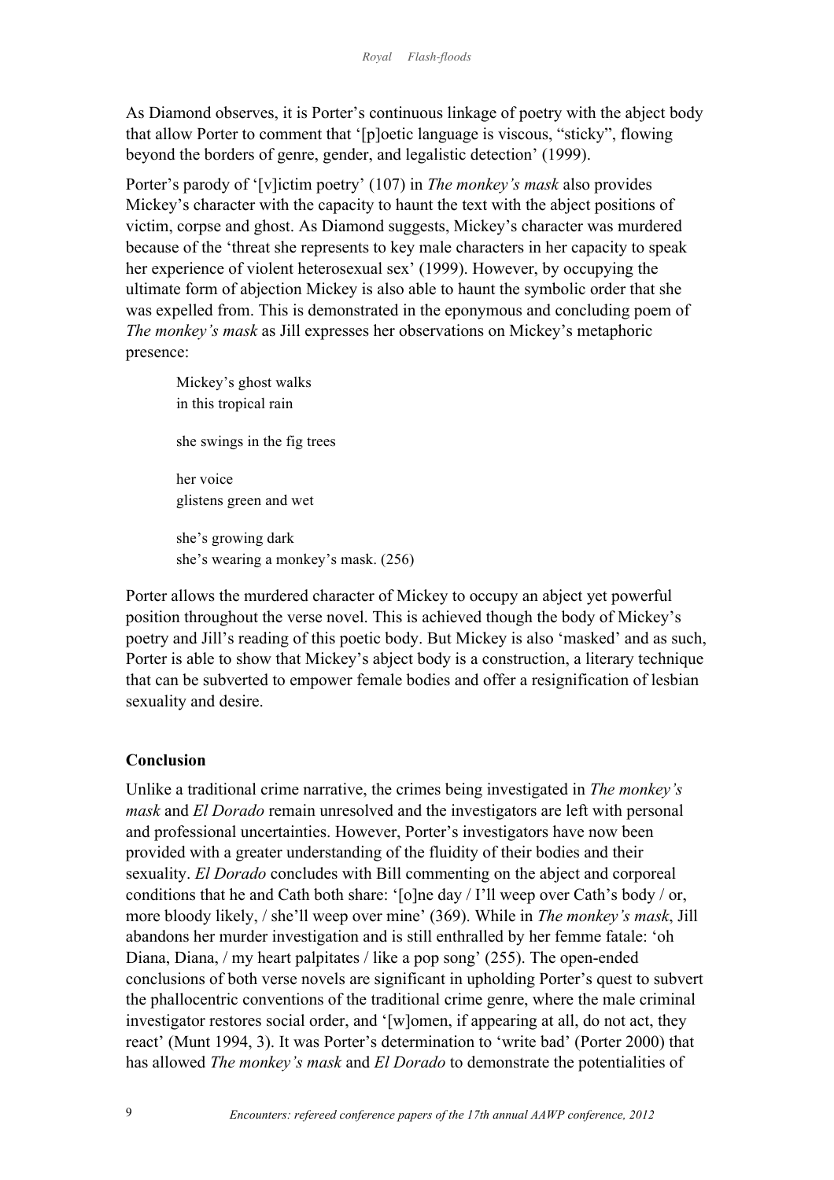As Diamond observes, it is Porter's continuous linkage of poetry with the abject body that allow Porter to comment that '[p]oetic language is viscous, "sticky", flowing beyond the borders of genre, gender, and legalistic detection' (1999).

Porter's parody of '[v]ictim poetry' (107) in *The monkey's mask* also provides Mickey's character with the capacity to haunt the text with the abject positions of victim, corpse and ghost. As Diamond suggests, Mickey's character was murdered because of the 'threat she represents to key male characters in her capacity to speak her experience of violent heterosexual sex' (1999). However, by occupying the ultimate form of abjection Mickey is also able to haunt the symbolic order that she was expelled from. This is demonstrated in the eponymous and concluding poem of *The monkey's mask* as Jill expresses her observations on Mickey's metaphoric presence:

> Mickey's ghost walks
> in this tropical rain
>
> she swings in the fig trees
>
> her voice
> glistens green and wet
>
> she's growing dark
> she's wearing a monkey's mask. (256)

Porter allows the murdered character of Mickey to occupy an abject yet powerful position throughout the verse novel. This is achieved though the body of Mickey's poetry and Jill's reading of this poetic body. But Mickey is also 'masked' and as such, Porter is able to show that Mickey's abject body is a construction, a literary technique that can be subverted to empower female bodies and offer a resignification of lesbian sexuality and desire.

## Conclusion

Unlike a traditional crime narrative, the crimes being investigated in *The monkey's mask* and *El Dorado* remain unresolved and the investigators are left with personal and professional uncertainties. However, Porter's investigators have now been provided with a greater understanding of the fluidity of their bodies and their sexuality. *El Dorado* concludes with Bill commenting on the abject and corporeal conditions that he and Cath both share: '[o]ne day / I'll weep over Cath's body / or, more bloody likely, / she'll weep over mine' (369). While in *The monkey's mask*, Jill abandons her murder investigation and is still enthralled by her femme fatale: 'oh Diana, Diana, / my heart palpitates / like a pop song' (255). The open-ended conclusions of both verse novels are significant in upholding Porter's quest to subvert the phallocentric conventions of the traditional crime genre, where the male criminal investigator restores social order, and '[w]omen, if appearing at all, do not act, they react' (Munt 1994, 3). It was Porter's determination to 'write bad' (Porter 2000) that has allowed *The monkey's mask* and *El Dorado* to demonstrate the potentialities of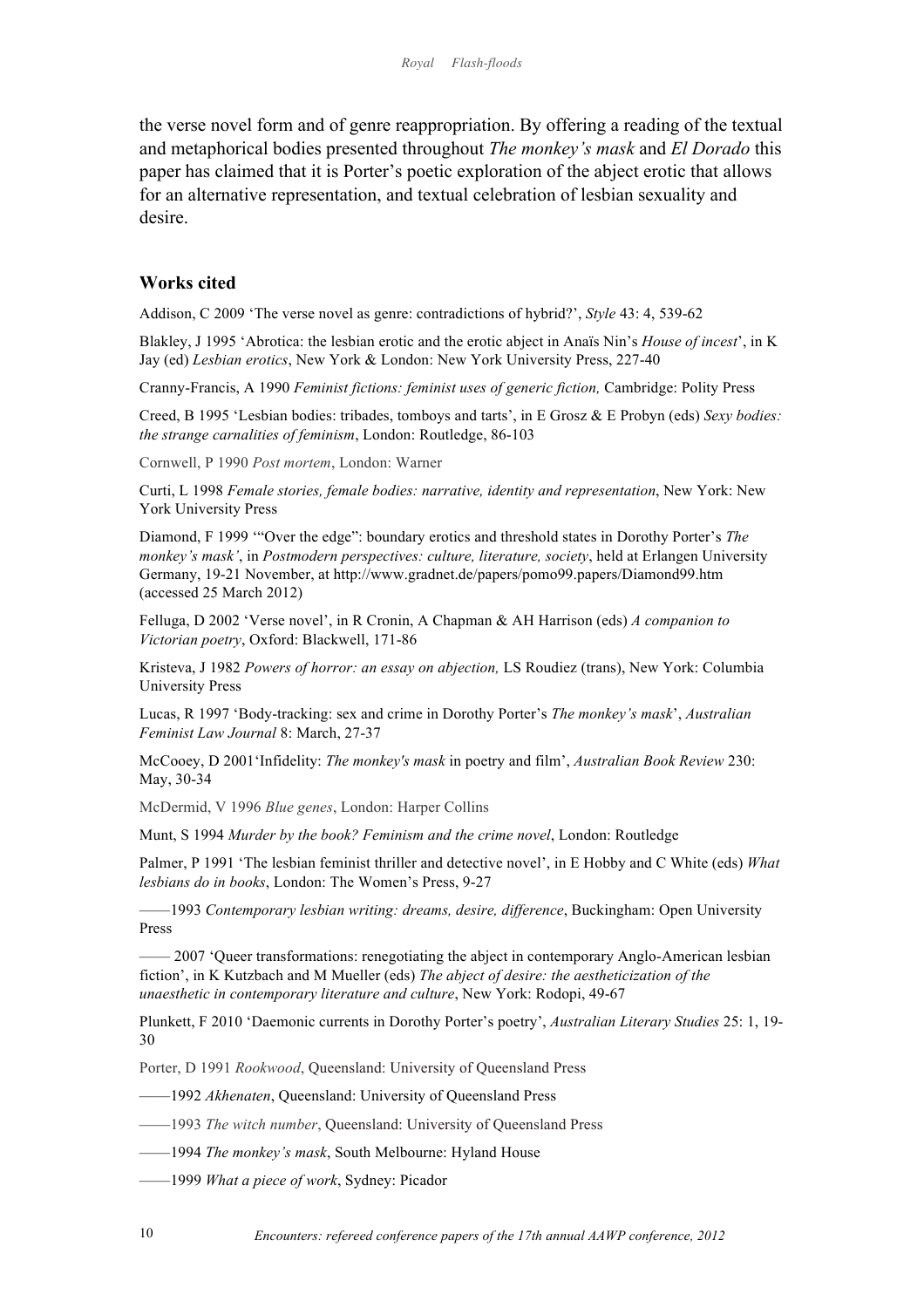the verse novel form and of genre reappropriation. By offering a reading of the textual and metaphorical bodies presented throughout *The monkey's mask* and *El Dorado* this paper has claimed that it is Porter's poetic exploration of the abject erotic that allows for an alternative representation, and textual celebration of lesbian sexuality and desire.

## Works cited

Addison, C 2009 'The verse novel as genre: contradictions of hybrid?', *Style* 43: 4, 539-62

Blakley, J 1995 'Abrotica: the lesbian erotic and the erotic abject in Anaïs Nin's *House of incest*', in K Jay (ed) *Lesbian erotics*, New York & London: New York University Press, 227-40

Cranny-Francis, A 1990 *Feminist fictions: feminist uses of generic fiction,* Cambridge: Polity Press

Creed, B 1995 'Lesbian bodies: tribades, tomboys and tarts', in E Grosz & E Probyn (eds) *Sexy bodies: the strange carnalities of feminism*, London: Routledge, 86-103

Cornwell, P 1990 *Post mortem*, London: Warner

Curti, L 1998 *Female stories, female bodies: narrative, identity and representation*, New York: New York University Press

Diamond, F 1999 '"Over the edge": boundary erotics and threshold states in Dorothy Porter's *The monkey's mask'*, in *Postmodern perspectives: culture, literature, society*, held at Erlangen University Germany, 19-21 November, at http://www.gradnet.de/papers/pomo99.papers/Diamond99.htm (accessed 25 March 2012)

Felluga, D 2002 'Verse novel', in R Cronin, A Chapman & AH Harrison (eds) *A companion to Victorian poetry*, Oxford: Blackwell, 171-86

Kristeva, J 1982 *Powers of horror: an essay on abjection,* LS Roudiez (trans), New York: Columbia University Press

Lucas, R 1997 'Body-tracking: sex and crime in Dorothy Porter's *The monkey's mask*', *Australian Feminist Law Journal* 8: March, 27-37

McCooey, D 2001'Infidelity: *The monkey's mask* in poetry and film', *Australian Book Review* 230: May, 30-34

McDermid, V 1996 *Blue genes*, London: Harper Collins

Munt, S 1994 *Murder by the book? Feminism and the crime novel*, London: Routledge

Palmer, P 1991 'The lesbian feminist thriller and detective novel', in E Hobby and C White (eds) *What lesbians do in books*, London: The Women's Press, 9-27

——1993 *Contemporary lesbian writing: dreams, desire, difference*, Buckingham: Open University Press

—— 2007 'Queer transformations: renegotiating the abject in contemporary Anglo-American lesbian fiction', in K Kutzbach and M Mueller (eds) *The abject of desire: the aestheticization of the unaesthetic in contemporary literature and culture*, New York: Rodopi, 49-67

Plunkett, F 2010 'Daemonic currents in Dorothy Porter's poetry', *Australian Literary Studies* 25: 1, 19-30

Porter, D 1991 *Rookwood*, Queensland: University of Queensland Press

——1992 *Akhenaten*, Queensland: University of Queensland Press

——1993 *The witch number*, Queensland: University of Queensland Press

——1994 *The monkey's mask*, South Melbourne: Hyland House

——1999 *What a piece of work*, Sydney: Picador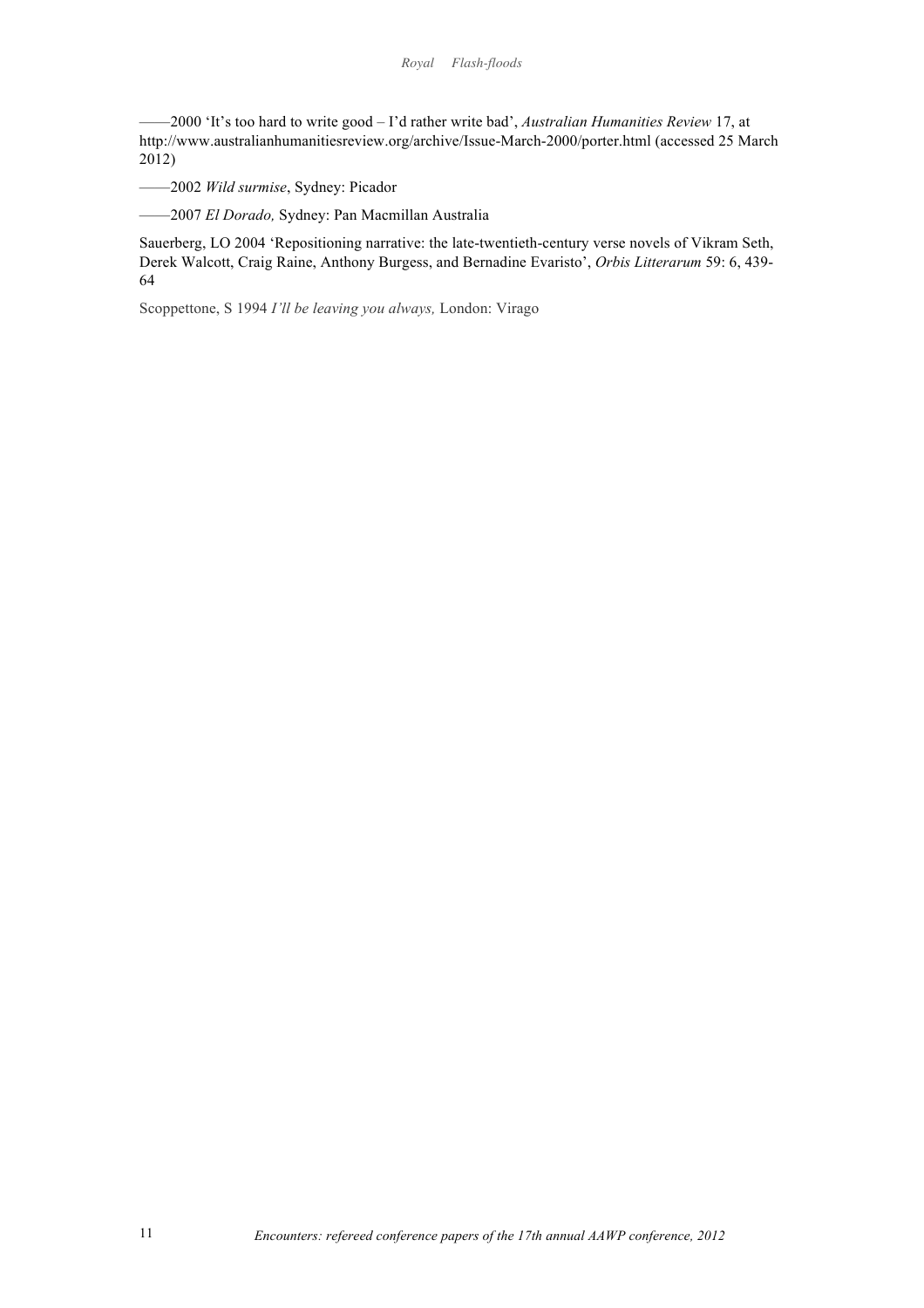——2000 'It's too hard to write good – I'd rather write bad', *Australian Humanities Review* 17, at http://www.australianhumanitiesreview.org/archive/Issue-March-2000/porter.html (accessed 25 March 2012)

——2002 *Wild surmise*, Sydney: Picador

——2007 *El Dorado,* Sydney: Pan Macmillan Australia

Sauerberg, LO 2004 'Repositioning narrative: the late-twentieth-century verse novels of Vikram Seth, Derek Walcott, Craig Raine, Anthony Burgess, and Bernadine Evaristo', *Orbis Litterarum* 59: 6, 439-64

Scoppettone, S 1994 *I'll be leaving you always,* London: Virago